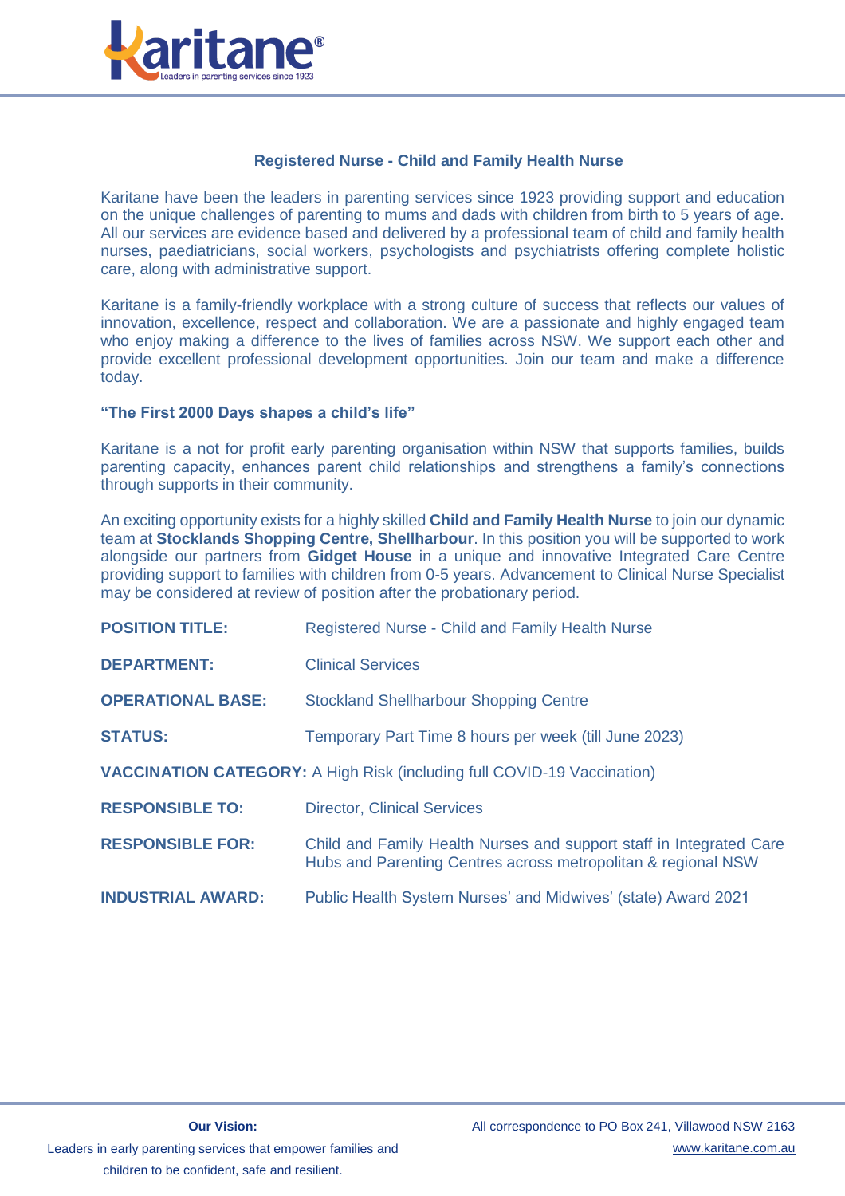# Registered Nurse - Child and Family Health Nurse

Karitane have been the leaders in parenting services since 1923 providing support and education on the unique challenges of parenting to mums and dads with children from birth to 5 years of age. All our services are evidence based and delivered by a professional team of child and family health nurses, paediatricians, social workers, psychologists and psychiatrists offering complete holistic care, along with administrative support.

Karitane is a family-friendly workplace with a strong culture of success that reflects our values of innovation, excellence, respect and collaboration. We are a passionate and highly engaged team who enjoy making a difference to the lives of families across NSW. We support each other and provide excellent professional development opportunities. Join our team and make a difference today.

**"The First 2000 Days shapes a child's life"**

Karitane is a not for profit early parenting organisation within NSW that supports families, builds parenting capacity, enhances parent child relationships and strengthens a family's connections through supports in their community.

An exciting opportunity exists for a highly skilled **Child and Family Health Nurse** to join our dynamic team at **Stocklands Shopping Centre, Shellharbour**. In this position you will be supported to work alongside our partners from **Gidget House** in a unique and innovative Integrated Care Centre providing support to families with children from 0-5 years. Advancement to Clinical Nurse Specialist may be considered at review of position after the probationary period.

| | |
|---|---|
| **POSITION TITLE:** | Registered Nurse - Child and Family Health Nurse |
| **DEPARTMENT:** | Clinical Services |
| **OPERATIONAL BASE:** | Stockland Shellharbour Shopping Centre |
| **STATUS:** | Temporary Part Time 8 hours per week (till June 2023) |
| **VACCINATION CATEGORY:** | A High Risk (including full COVID-19 Vaccination) |
| **RESPONSIBLE TO:** | Director, Clinical Services |
| **RESPONSIBLE FOR:** | Child and Family Health Nurses and support staff in Integrated Care Hubs and Parenting Centres across metropolitan & regional NSW |
| **INDUSTRIAL AWARD:** | Public Health System Nurses' and Midwives' (state) Award 2021 |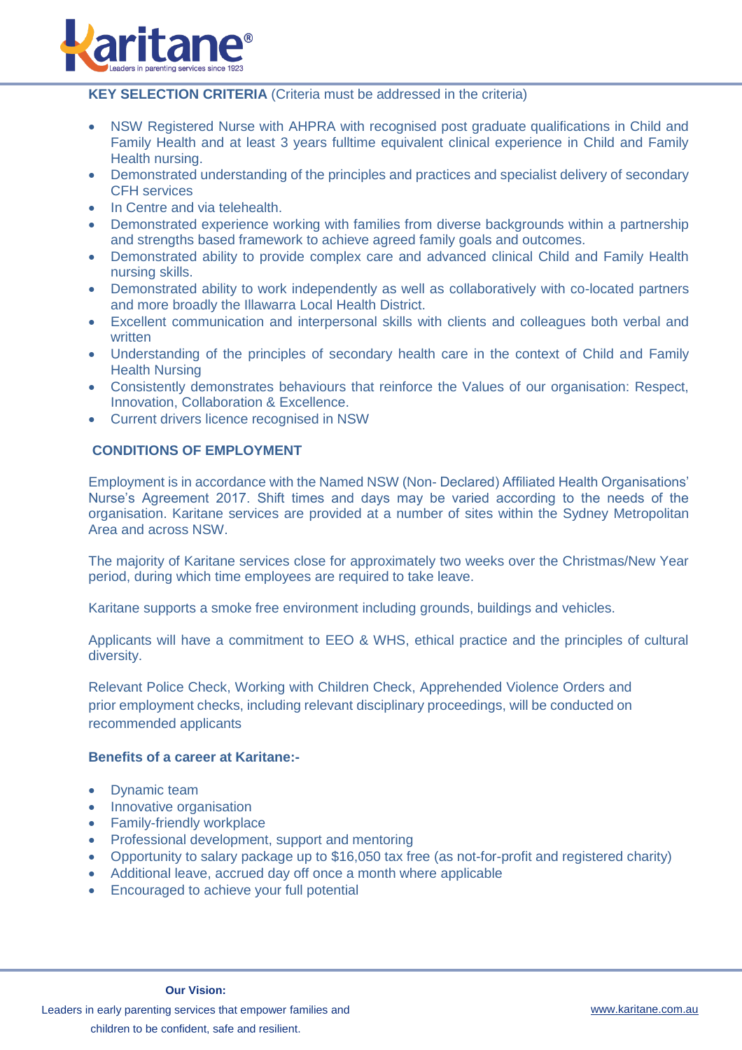**KEY SELECTION CRITERIA** (Criteria must be addressed in the criteria)

- NSW Registered Nurse with AHPRA with recognised post graduate qualifications in Child and Family Health and at least 3 years fulltime equivalent clinical experience in Child and Family Health nursing.
- Demonstrated understanding of the principles and practices and specialist delivery of secondary CFH services
- In Centre and via telehealth.
- Demonstrated experience working with families from diverse backgrounds within a partnership and strengths based framework to achieve agreed family goals and outcomes.
- Demonstrated ability to provide complex care and advanced clinical Child and Family Health nursing skills.
- Demonstrated ability to work independently as well as collaboratively with co-located partners and more broadly the Illawarra Local Health District.
- Excellent communication and interpersonal skills with clients and colleagues both verbal and written
- Understanding of the principles of secondary health care in the context of Child and Family Health Nursing
- Consistently demonstrates behaviours that reinforce the Values of our organisation: Respect, Innovation, Collaboration & Excellence.
- Current drivers licence recognised in NSW

**CONDITIONS OF EMPLOYMENT**

Employment is in accordance with the Named NSW (Non- Declared) Affiliated Health Organisations' Nurse's Agreement 2017. Shift times and days may be varied according to the needs of the organisation. Karitane services are provided at a number of sites within the Sydney Metropolitan Area and across NSW.

The majority of Karitane services close for approximately two weeks over the Christmas/New Year period, during which time employees are required to take leave.

Karitane supports a smoke free environment including grounds, buildings and vehicles.

Applicants will have a commitment to EEO & WHS, ethical practice and the principles of cultural diversity.

Relevant Police Check, Working with Children Check, Apprehended Violence Orders and prior employment checks, including relevant disciplinary proceedings, will be conducted on recommended applicants

**Benefits of a career at Karitane:-**

- Dynamic team
- Innovative organisation
- Family-friendly workplace
- Professional development, support and mentoring
- Opportunity to salary package up to $16,050 tax free (as not-for-profit and registered charity)
- Additional leave, accrued day off once a month where applicable
- Encouraged to achieve your full potential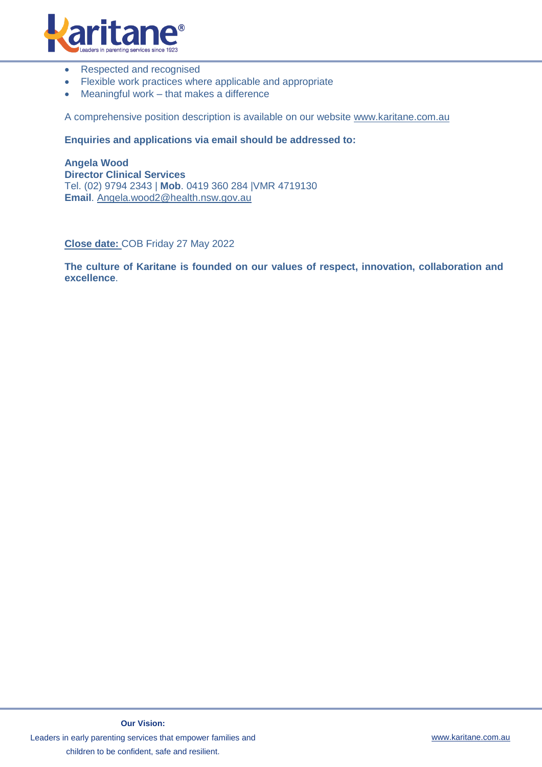- Respected and recognised
- Flexible work practices where applicable and appropriate
- Meaningful work – that makes a difference

A comprehensive position description is available on our website www.karitane.com.au

**Enquiries and applications via email should be addressed to:**

**Angela Wood**
**Director Clinical Services**
Tel. (02) 9794 2343 | **Mob**. 0419 360 284 |VMR 4719130
**Email**. Angela.wood2@health.nsw.gov.au

**Close date:** COB Friday 27 May 2022

**The culture of Karitane is founded on our values of respect, innovation, collaboration and excellence**.